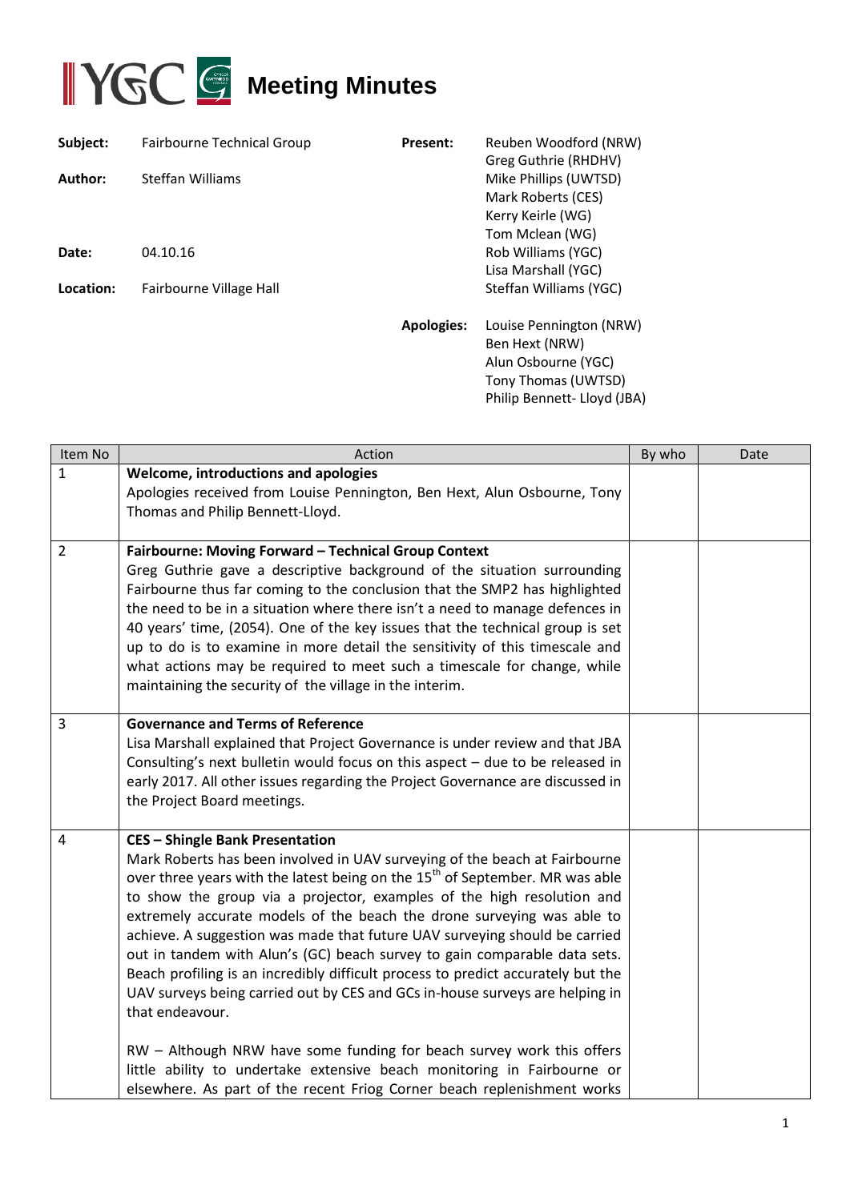# Meeting Minutes

| | | | |
|---|---|---|---|
| **Subject:** | Fairbourne Technical Group | **Present:** | Reuben Woodford (NRW)<br>Greg Guthrie (RHDHV)<br>Mike Phillips (UWTSD)<br>Mark Roberts (CES)<br>Kerry Keirle (WG)<br>Tom Mclean (WG)<br>Rob Williams (YGC)<br>Lisa Marshall (YGC)<br>Steffan Williams (YGC) |
| **Author:** | Steffan Williams | | |
| **Date:** | 04.10.16 | | |
| **Location:** | Fairbourne Village Hall | | |
| | | **Apologies:** | Louise Pennington (NRW)<br>Ben Hext (NRW)<br>Alun Osbourne (YGC)<br>Tony Thomas (UWTSD)<br>Philip Bennett- Lloyd (JBA) |

| Item No | Action | By who | Date |
|---|---|---|---|
| 1 | **Welcome, introductions and apologies**<br>Apologies received from Louise Pennington, Ben Hext, Alun Osbourne, Tony Thomas and Philip Bennett-Lloyd. | | |
| 2 | **Fairbourne: Moving Forward – Technical Group Context**<br>Greg Guthrie gave a descriptive background of the situation surrounding Fairbourne thus far coming to the conclusion that the SMP2 has highlighted the need to be in a situation where there isn't a need to manage defences in 40 years' time, (2054). One of the key issues that the technical group is set up to do is to examine in more detail the sensitivity of this timescale and what actions may be required to meet such a timescale for change, while maintaining the security of the village in the interim. | | |
| 3 | **Governance and Terms of Reference**<br>Lisa Marshall explained that Project Governance is under review and that JBA Consulting's next bulletin would focus on this aspect – due to be released in early 2017. All other issues regarding the Project Governance are discussed in the Project Board meetings. | | |
| 4 | **CES – Shingle Bank Presentation**<br>Mark Roberts has been involved in UAV surveying of the beach at Fairbourne over three years with the latest being on the 15th of September. MR was able to show the group via a projector, examples of the high resolution and extremely accurate models of the beach the drone surveying was able to achieve. A suggestion was made that future UAV surveying should be carried out in tandem with Alun's (GC) beach survey to gain comparable data sets. Beach profiling is an incredibly difficult process to predict accurately but the UAV surveys being carried out by CES and GCs in-house surveys are helping in that endeavour.<br><br>RW – Although NRW have some funding for beach survey work this offers little ability to undertake extensive beach monitoring in Fairbourne or elsewhere. As part of the recent Friog Corner beach replenishment works | | |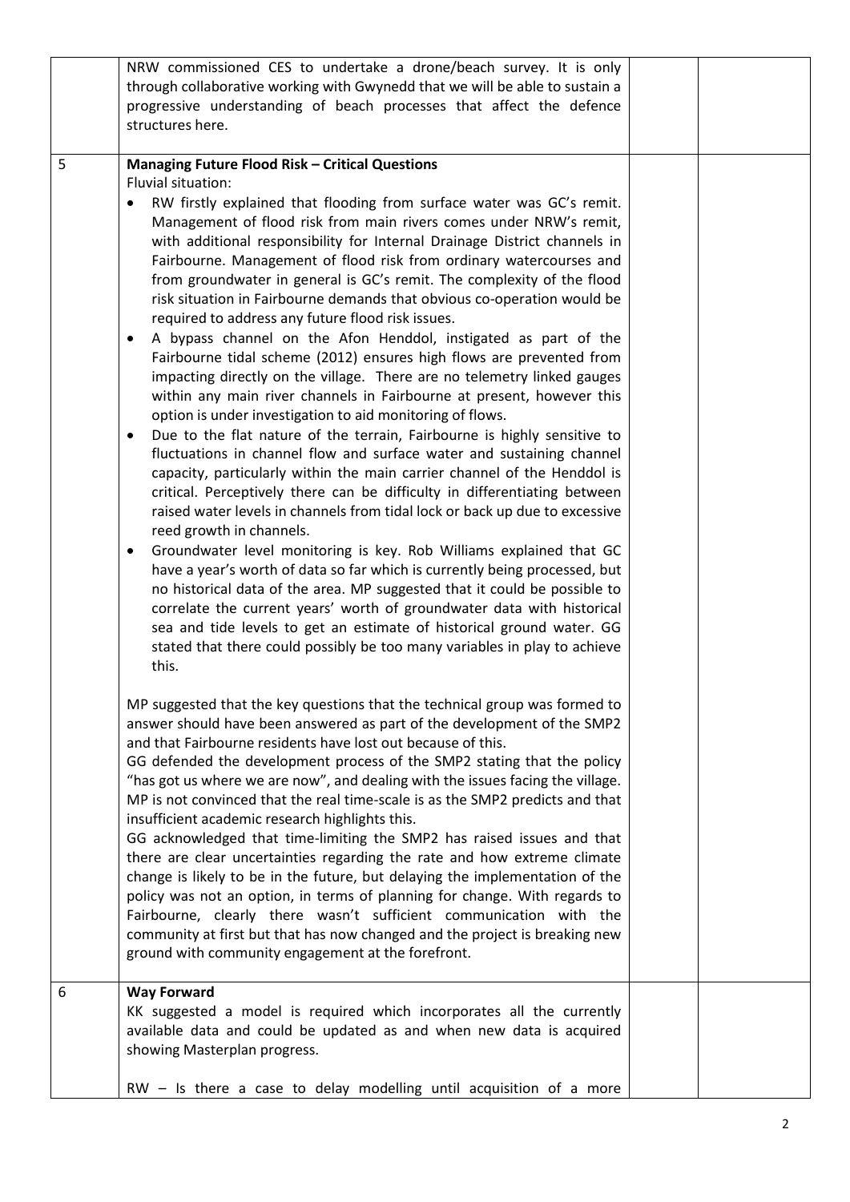| | | | |
|---|---|---|---|
| | NRW commissioned CES to undertake a drone/beach survey. It is only through collaborative working with Gwynedd that we will be able to sustain a progressive understanding of beach processes that affect the defence structures here. | | |
| 5 | **Managing Future Flood Risk – Critical Questions**<br>Fluvial situation:<br>• RW firstly explained that flooding from surface water was GC's remit. Management of flood risk from main rivers comes under NRW's remit, with additional responsibility for Internal Drainage District channels in Fairbourne. Management of flood risk from ordinary watercourses and from groundwater in general is GC's remit. The complexity of the flood risk situation in Fairbourne demands that obvious co-operation would be required to address any future flood risk issues.<br>• A bypass channel on the Afon Henddol, instigated as part of the Fairbourne tidal scheme (2012) ensures high flows are prevented from impacting directly on the village. There are no telemetry linked gauges within any main river channels in Fairbourne at present, however this option is under investigation to aid monitoring of flows.<br>• Due to the flat nature of the terrain, Fairbourne is highly sensitive to fluctuations in channel flow and surface water and sustaining channel capacity, particularly within the main carrier channel of the Henddol is critical. Perceptively there can be difficulty in differentiating between raised water levels in channels from tidal lock or back up due to excessive reed growth in channels.<br>• Groundwater level monitoring is key. Rob Williams explained that GC have a year's worth of data so far which is currently being processed, but no historical data of the area. MP suggested that it could be possible to correlate the current years' worth of groundwater data with historical sea and tide levels to get an estimate of historical ground water. GG stated that there could possibly be too many variables in play to achieve this.<br><br>MP suggested that the key questions that the technical group was formed to answer should have been answered as part of the development of the SMP2 and that Fairbourne residents have lost out because of this.<br>GG defended the development process of the SMP2 stating that the policy "has got us where we are now", and dealing with the issues facing the village. MP is not convinced that the real time-scale is as the SMP2 predicts and that insufficient academic research highlights this.<br>GG acknowledged that time-limiting the SMP2 has raised issues and that there are clear uncertainties regarding the rate and how extreme climate change is likely to be in the future, but delaying the implementation of the policy was not an option, in terms of planning for change. With regards to Fairbourne, clearly there wasn't sufficient communication with the community at first but that has now changed and the project is breaking new ground with community engagement at the forefront. | | |
| 6 | **Way Forward**<br>KK suggested a model is required which incorporates all the currently available data and could be updated as and when new data is acquired showing Masterplan progress.<br><br>RW – Is there a case to delay modelling until acquisition of a more | | |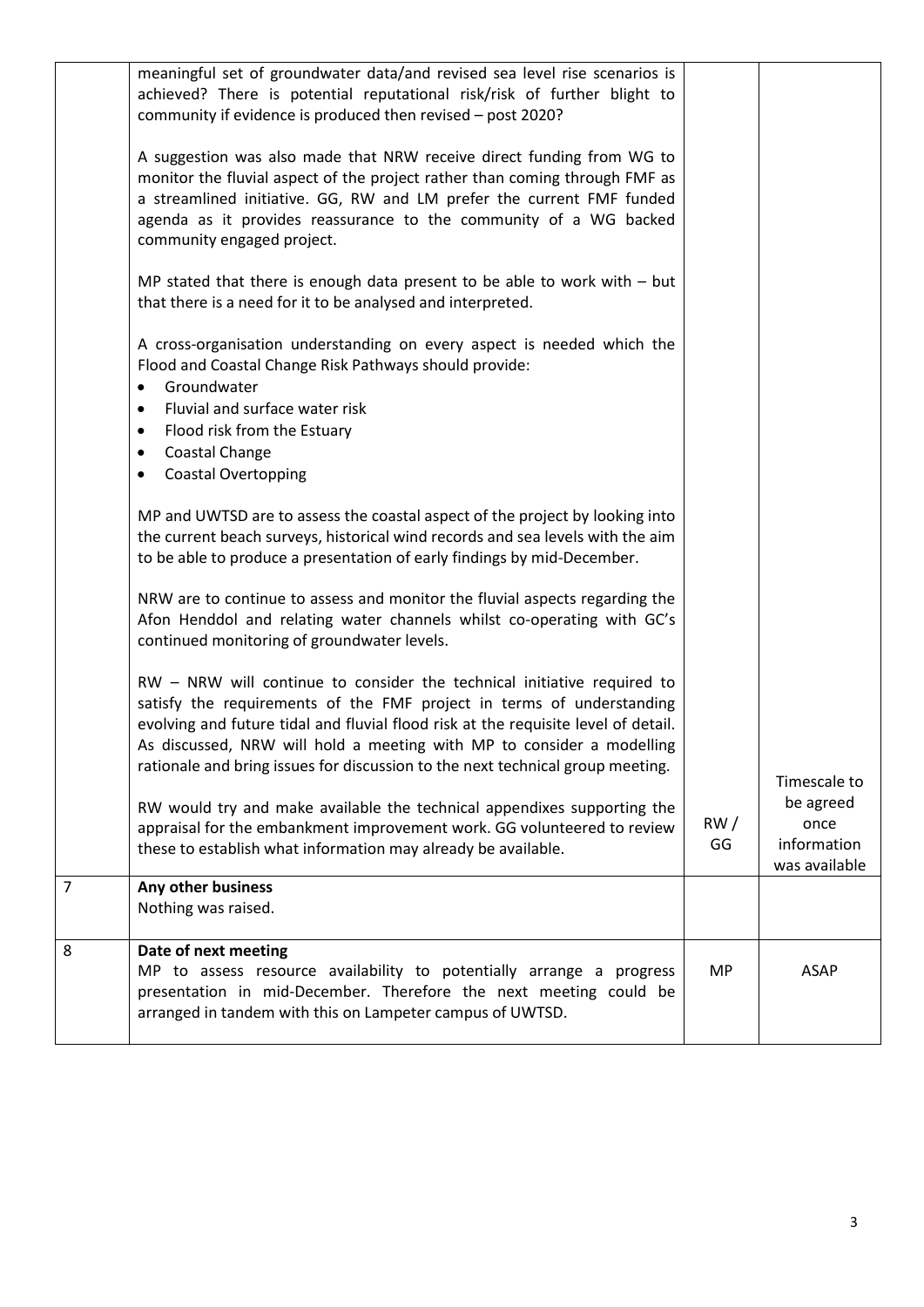| | | | |
|---|---|---|---|
| | meaningful set of groundwater data/and revised sea level rise scenarios is achieved? There is potential reputational risk/risk of further blight to community if evidence is produced then revised – post 2020?<br><br>A suggestion was also made that NRW receive direct funding from WG to monitor the fluvial aspect of the project rather than coming through FMF as a streamlined initiative. GG, RW and LM prefer the current FMF funded agenda as it provides reassurance to the community of a WG backed community engaged project.<br><br>MP stated that there is enough data present to be able to work with – but that there is a need for it to be analysed and interpreted.<br><br>A cross-organisation understanding on every aspect is needed which the Flood and Coastal Change Risk Pathways should provide:<br>• Groundwater<br>• Fluvial and surface water risk<br>• Flood risk from the Estuary<br>• Coastal Change<br>• Coastal Overtopping<br><br>MP and UWTSD are to assess the coastal aspect of the project by looking into the current beach surveys, historical wind records and sea levels with the aim to be able to produce a presentation of early findings by mid-December.<br><br>NRW are to continue to assess and monitor the fluvial aspects regarding the Afon Henddol and relating water channels whilst co-operating with GC's continued monitoring of groundwater levels.<br><br>RW – NRW will continue to consider the technical initiative required to satisfy the requirements of the FMF project in terms of understanding evolving and future tidal and fluvial flood risk at the requisite level of detail. As discussed, NRW will hold a meeting with MP to consider a modelling rationale and bring issues for discussion to the next technical group meeting.<br><br>RW would try and make available the technical appendixes supporting the appraisal for the embankment improvement work. GG volunteered to review these to establish what information may already be available. | RW / GG | Timescale to be agreed once information was available |
| 7 | **Any other business**<br>Nothing was raised. | | |
| 8 | **Date of next meeting**<br>MP to assess resource availability to potentially arrange a progress presentation in mid-December. Therefore the next meeting could be arranged in tandem with this on Lampeter campus of UWTSD. | MP | ASAP |